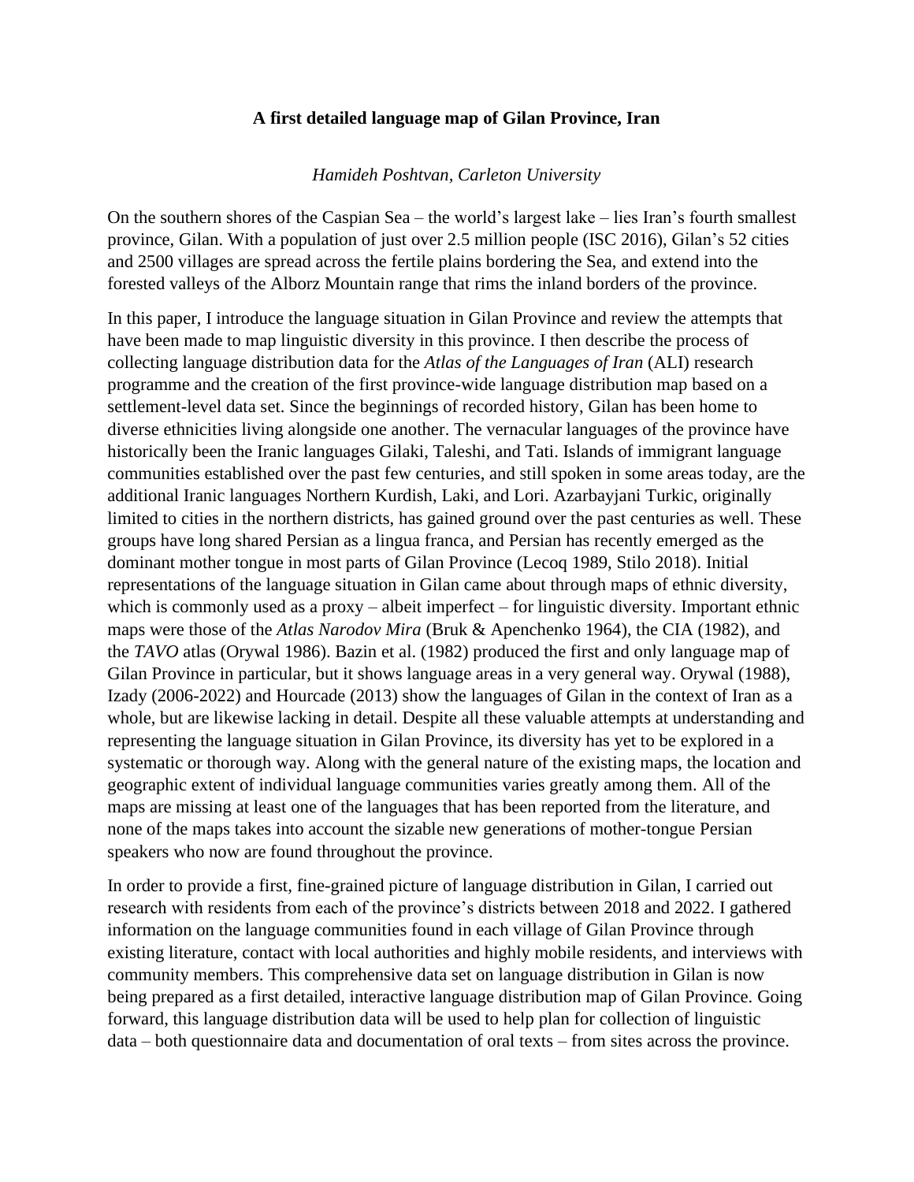# A first detailed language map of Gilan Province, Iran

*Hamideh Poshtvan, Carleton University*

On the southern shores of the Caspian Sea – the world's largest lake – lies Iran's fourth smallest province, Gilan. With a population of just over 2.5 million people (ISC 2016), Gilan's 52 cities and 2500 villages are spread across the fertile plains bordering the Sea, and extend into the forested valleys of the Alborz Mountain range that rims the inland borders of the province.

In this paper, I introduce the language situation in Gilan Province and review the attempts that have been made to map linguistic diversity in this province. I then describe the process of collecting language distribution data for the *Atlas of the Languages of Iran* (ALI) research programme and the creation of the first province-wide language distribution map based on a settlement-level data set. Since the beginnings of recorded history, Gilan has been home to diverse ethnicities living alongside one another. The vernacular languages of the province have historically been the Iranic languages Gilaki, Taleshi, and Tati. Islands of immigrant language communities established over the past few centuries, and still spoken in some areas today, are the additional Iranic languages Northern Kurdish, Laki, and Lori. Azarbayjani Turkic, originally limited to cities in the northern districts, has gained ground over the past centuries as well. These groups have long shared Persian as a lingua franca, and Persian has recently emerged as the dominant mother tongue in most parts of Gilan Province (Lecoq 1989, Stilo 2018). Initial representations of the language situation in Gilan came about through maps of ethnic diversity, which is commonly used as a proxy – albeit imperfect – for linguistic diversity. Important ethnic maps were those of the *Atlas Narodov Mira* (Bruk & Apenchenko 1964), the CIA (1982), and the *TAVO* atlas (Orywal 1986). Bazin et al. (1982) produced the first and only language map of Gilan Province in particular, but it shows language areas in a very general way. Orywal (1988), Izady (2006-2022) and Hourcade (2013) show the languages of Gilan in the context of Iran as a whole, but are likewise lacking in detail. Despite all these valuable attempts at understanding and representing the language situation in Gilan Province, its diversity has yet to be explored in a systematic or thorough way. Along with the general nature of the existing maps, the location and geographic extent of individual language communities varies greatly among them. All of the maps are missing at least one of the languages that has been reported from the literature, and none of the maps takes into account the sizable new generations of mother-tongue Persian speakers who now are found throughout the province.

In order to provide a first, fine-grained picture of language distribution in Gilan, I carried out research with residents from each of the province's districts between 2018 and 2022. I gathered information on the language communities found in each village of Gilan Province through existing literature, contact with local authorities and highly mobile residents, and interviews with community members. This comprehensive data set on language distribution in Gilan is now being prepared as a first detailed, interactive language distribution map of Gilan Province. Going forward, this language distribution data will be used to help plan for collection of linguistic data – both questionnaire data and documentation of oral texts – from sites across the province.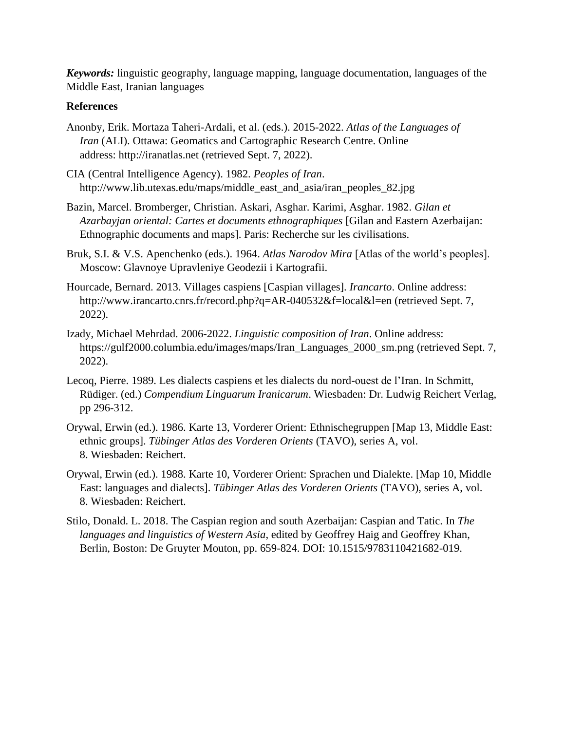***Keywords:*** linguistic geography, language mapping, language documentation, languages of the Middle East, Iranian languages

**References**

Anonby, Erik. Mortaza Taheri-Ardali, et al. (eds.). 2015-2022. *Atlas of the Languages of Iran* (ALI). Ottawa: Geomatics and Cartographic Research Centre. Online address: http://iranatlas.net (retrieved Sept. 7, 2022).

CIA (Central Intelligence Agency). 1982. *Peoples of Iran*. http://www.lib.utexas.edu/maps/middle_east_and_asia/iran_peoples_82.jpg

Bazin, Marcel. Bromberger, Christian. Askari, Asghar. Karimi, Asghar. 1982. *Gilan et Azarbayjan oriental: Cartes et documents ethnographiques* [Gilan and Eastern Azerbaijan: Ethnographic documents and maps]. Paris: Recherche sur les civilisations.

Bruk, S.I. & V.S. Apenchenko (eds.). 1964. *Atlas Narodov Mira* [Atlas of the world's peoples]. Moscow: Glavnoye Upravleniye Geodezii i Kartografii.

Hourcade, Bernard. 2013. Villages caspiens [Caspian villages]. *Irancarto*. Online address: http://www.irancarto.cnrs.fr/record.php?q=AR-040532&f=local&l=en (retrieved Sept. 7, 2022).

Izady, Michael Mehrdad. 2006-2022. *Linguistic composition of Iran*. Online address: https://gulf2000.columbia.edu/images/maps/Iran_Languages_2000_sm.png (retrieved Sept. 7, 2022).

Lecoq, Pierre. 1989. Les dialects caspiens et les dialects du nord-ouest de l'Iran. In Schmitt, Rüdiger. (ed.) *Compendium Linguarum Iranicarum*. Wiesbaden: Dr. Ludwig Reichert Verlag, pp 296-312.

Orywal, Erwin (ed.). 1986. Karte 13, Vorderer Orient: Ethnischegruppen [Map 13, Middle East: ethnic groups]. *Tübinger Atlas des Vorderen Orients* (TAVO), series A, vol. 8. Wiesbaden: Reichert.

Orywal, Erwin (ed.). 1988. Karte 10, Vorderer Orient: Sprachen und Dialekte. [Map 10, Middle East: languages and dialects]. *Tübinger Atlas des Vorderen Orients* (TAVO), series A, vol. 8. Wiesbaden: Reichert.

Stilo, Donald. L. 2018. The Caspian region and south Azerbaijan: Caspian and Tatic. In *The languages and linguistics of Western Asia*, edited by Geoffrey Haig and Geoffrey Khan, Berlin, Boston: De Gruyter Mouton, pp. 659-824. DOI: 10.1515/9783110421682-019.